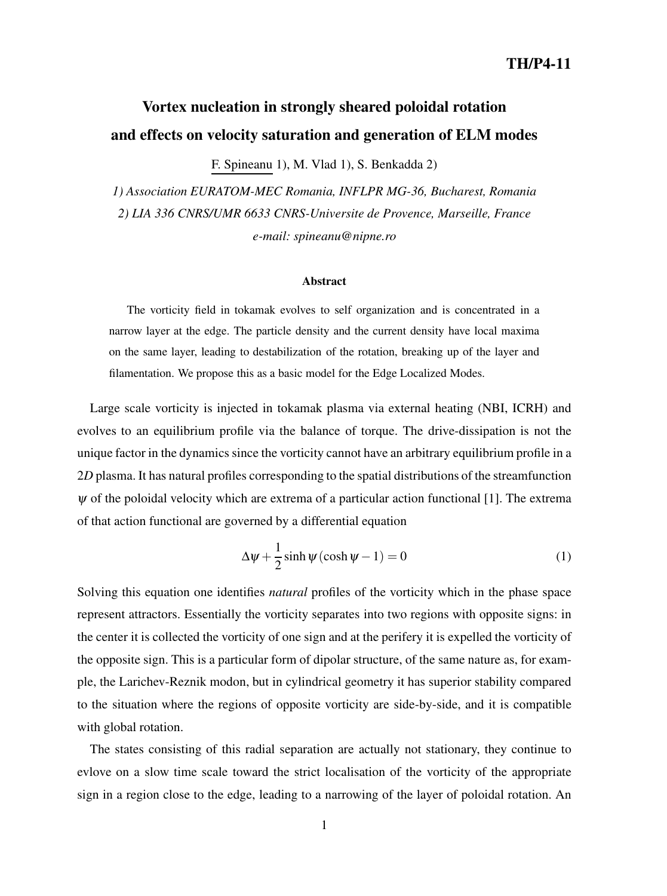TH/P4-11

# Vortex nucleation in strongly sheared poloidal rotation and effects on velocity saturation and generation of ELM modes

F. Spineanu 1), M. Vlad 1), S. Benkadda 2)

*1) Association EURATOM-MEC Romania, INFLPR MG-36, Bucharest, Romania*

*2) LIA 336 CNRS/UMR 6633 CNRS-Universite de Provence, Marseille, France*

*e-mail: spineanu@nipne.ro*

### Abstract

The vorticity field in tokamak evolves to self organization and is concentrated in a narrow layer at the edge. The particle density and the current density have local maxima on the same layer, leading to destabilization of the rotation, breaking up of the layer and filamentation. We propose this as a basic model for the Edge Localized Modes.

Large scale vorticity is injected in tokamak plasma via external heating (NBI, ICRH) and evolves to an equilibrium profile via the balance of torque. The drive-dissipation is not the unique factor in the dynamics since the vorticity cannot have an arbitrary equilibrium profile in a 2*D* plasma. It has natural profiles corresponding to the spatial distributions of the streamfunction $\psi$ of the poloidal velocity which are extrema of a particular action functional [1]. The extrema of that action functional are governed by a differential equation

$$\Delta\psi + \frac{1}{2}\sinh\psi\left(\cosh\psi - 1\right) = 0 \tag{1}$$

Solving this equation one identifies *natural* profiles of the vorticity which in the phase space represent attractors. Essentially the vorticity separates into two regions with opposite signs: in the center it is collected the vorticity of one sign and at the perifery it is expelled the vorticity of the opposite sign. This is a particular form of dipolar structure, of the same nature as, for example, the Larichev-Reznik modon, but in cylindrical geometry it has superior stability compared to the situation where the regions of opposite vorticity are side-by-side, and it is compatible with global rotation.

The states consisting of this radial separation are actually not stationary, they continue to evlove on a slow time scale toward the strict localisation of the vorticity of the appropriate sign in a region close to the edge, leading to a narrowing of the layer of poloidal rotation. An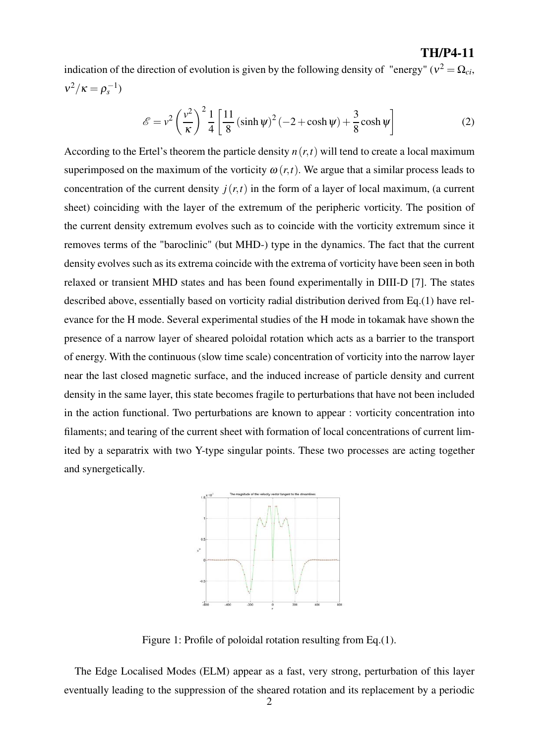indication of the direction of evolution is given by the following density of "energy" ($\nu^2 = \Omega_{ci}$, $\nu^2/\kappa = \rho_s^{-1}$)

$$\mathscr{E} = \nu^2 \left(\frac{\nu^2}{\kappa}\right)^2 \frac{1}{4} \left[\frac{11}{8} (\sinh \psi)^2 (-2 + \cosh \psi) + \frac{3}{8} \cosh \psi\right] \tag{2}$$

According to the Ertel's theorem the particle density $n(r,t)$ will tend to create a local maximum superimposed on the maximum of the vorticity $\omega(r,t)$. We argue that a similar process leads to concentration of the current density $j(r,t)$ in the form of a layer of local maximum, (a current sheet) coinciding with the layer of the extremum of the peripheric vorticity. The position of the current density extremum evolves such as to coincide with the vorticity extremum since it removes terms of the "baroclinic" (but MHD-) type in the dynamics. The fact that the current density evolves such as its extrema coincide with the extrema of vorticity have been seen in both relaxed or transient MHD states and has been found experimentally in DIII-D [7]. The states described above, essentially based on vorticity radial distribution derived from Eq.(1) have relevance for the H mode. Several experimental studies of the H mode in tokamak have shown the presence of a narrow layer of sheared poloidal rotation which acts as a barrier to the transport of energy. With the continuous (slow time scale) concentration of vorticity into the narrow layer near the last closed magnetic surface, and the induced increase of particle density and current density in the same layer, this state becomes fragile to perturbations that have not been included in the action functional. Two perturbations are known to appear : vorticity concentration into filaments; and tearing of the current sheet with formation of local concentrations of current limited by a separatrix with two Y-type singular points. These two processes are acting together and synergetically.

Figure 1: Profile of poloidal rotation resulting from Eq.(1).

The Edge Localised Modes (ELM) appear as a fast, very strong, perturbation of this layer eventually leading to the suppression of the sheared rotation and its replacement by a periodic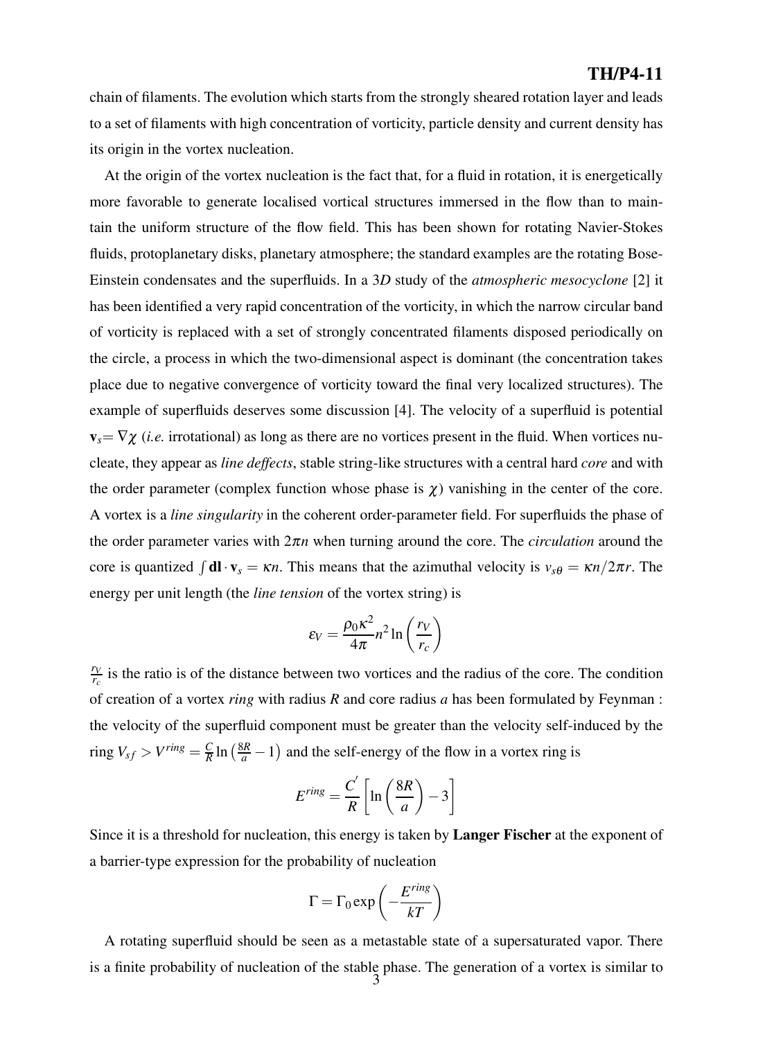chain of filaments. The evolution which starts from the strongly sheared rotation layer and leads to a set of filaments with high concentration of vorticity, particle density and current density has its origin in the vortex nucleation.

At the origin of the vortex nucleation is the fact that, for a fluid in rotation, it is energetically more favorable to generate localised vortical structures immersed in the flow than to maintain the uniform structure of the flow field. This has been shown for rotating Navier-Stokes fluids, protoplanetary disks, planetary atmosphere; the standard examples are the rotating Bose-Einstein condensates and the superfluids. In a $3D$ study of the *atmospheric mesocyclone* [2] it has been identified a very rapid concentration of the vorticity, in which the narrow circular band of vorticity is replaced with a set of strongly concentrated filaments disposed periodically on the circle, a process in which the two-dimensional aspect is dominant (the concentration takes place due to negative convergence of vorticity toward the final very localized structures). The example of superfluids deserves some discussion [4]. The velocity of a superfluid is potential $\mathbf{v}_s = \nabla \chi$ (*i.e.* irrotational) as long as there are no vortices present in the fluid. When vortices nucleate, they appear as *line deffects*, stable string-like structures with a central hard *core* and with the order parameter (complex function whose phase is $\chi$) vanishing in the center of the core. A vortex is a *line singularity* in the coherent order-parameter field. For superfluids the phase of the order parameter varies with $2\pi n$ when turning around the core. The *circulation* around the core is quantized $\int \mathbf{dl} \cdot \mathbf{v}_s = \kappa n$. This means that the azimuthal velocity is $v_{s\theta} = \kappa n / 2\pi r$. The energy per unit length (the *line tension* of the vortex string) is

$$\varepsilon_V = \frac{\rho_0 \kappa^2}{4\pi} n^2 \ln\left(\frac{r_V}{r_c}\right)$$

$\frac{r_V}{r_c}$ is the ratio is of the distance between two vortices and the radius of the core. The condition of creation of a vortex *ring* with radius $R$ and core radius $a$ has been formulated by Feynman : the velocity of the superfluid component must be greater than the velocity self-induced by the ring $V_{sf} > V^{ring} = \frac{C}{R} \ln\left(\frac{8R}{a} - 1\right)$ and the self-energy of the flow in a vortex ring is

$$E^{ring} = \frac{C^{'}}{R}\left[\ln\left(\frac{8R}{a}\right) - 3\right]$$

Since it is a threshold for nucleation, this energy is taken by **Langer Fischer** at the exponent of a barrier-type expression for the probability of nucleation

$$\Gamma = \Gamma_0 \exp\left(-\frac{E^{ring}}{kT}\right)$$

A rotating superfluid should be seen as a metastable state of a supersaturated vapor. There is a finite probability of nucleation of the stable phase. The generation of a vortex is similar to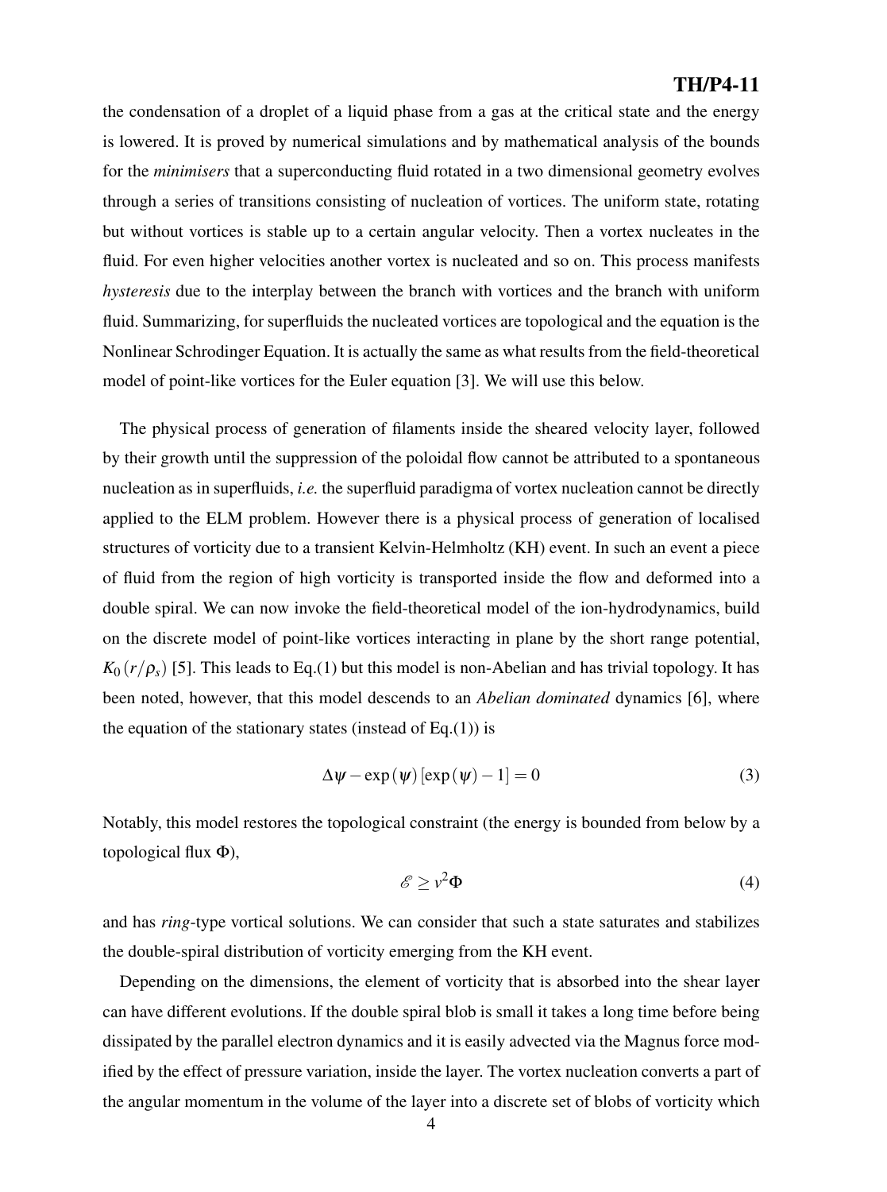the condensation of a droplet of a liquid phase from a gas at the critical state and the energy is lowered. It is proved by numerical simulations and by mathematical analysis of the bounds for the *minimisers* that a superconducting fluid rotated in a two dimensional geometry evolves through a series of transitions consisting of nucleation of vortices. The uniform state, rotating but without vortices is stable up to a certain angular velocity. Then a vortex nucleates in the fluid. For even higher velocities another vortex is nucleated and so on. This process manifests *hysteresis* due to the interplay between the branch with vortices and the branch with uniform fluid. Summarizing, for superfluids the nucleated vortices are topological and the equation is the Nonlinear Schrodinger Equation. It is actually the same as what results from the field-theoretical model of point-like vortices for the Euler equation [3]. We will use this below.

The physical process of generation of filaments inside the sheared velocity layer, followed by their growth until the suppression of the poloidal flow cannot be attributed to a spontaneous nucleation as in superfluids, *i.e.* the superfluid paradigma of vortex nucleation cannot be directly applied to the ELM problem. However there is a physical process of generation of localised structures of vorticity due to a transient Kelvin-Helmholtz (KH) event. In such an event a piece of fluid from the region of high vorticity is transported inside the flow and deformed into a double spiral. We can now invoke the field-theoretical model of the ion-hydrodynamics, build on the discrete model of point-like vortices interacting in plane by the short range potential, $K_0(r/\rho_s)$ [5]. This leads to Eq.(1) but this model is non-Abelian and has trivial topology. It has been noted, however, that this model descends to an *Abelian dominated* dynamics [6], where the equation of the stationary states (instead of Eq.(1)) is

$$\Delta\psi - \exp(\psi)[\exp(\psi) - 1] = 0 \tag{3}$$

Notably, this model restores the topological constraint (the energy is bounded from below by a topological flux $\Phi$),

$$\mathscr{E} \geq v^2 \Phi \tag{4}$$

and has *ring*-type vortical solutions. We can consider that such a state saturates and stabilizes the double-spiral distribution of vorticity emerging from the KH event.

Depending on the dimensions, the element of vorticity that is absorbed into the shear layer can have different evolutions. If the double spiral blob is small it takes a long time before being dissipated by the parallel electron dynamics and it is easily advected via the Magnus force modified by the effect of pressure variation, inside the layer. The vortex nucleation converts a part of the angular momentum in the volume of the layer into a discrete set of blobs of vorticity which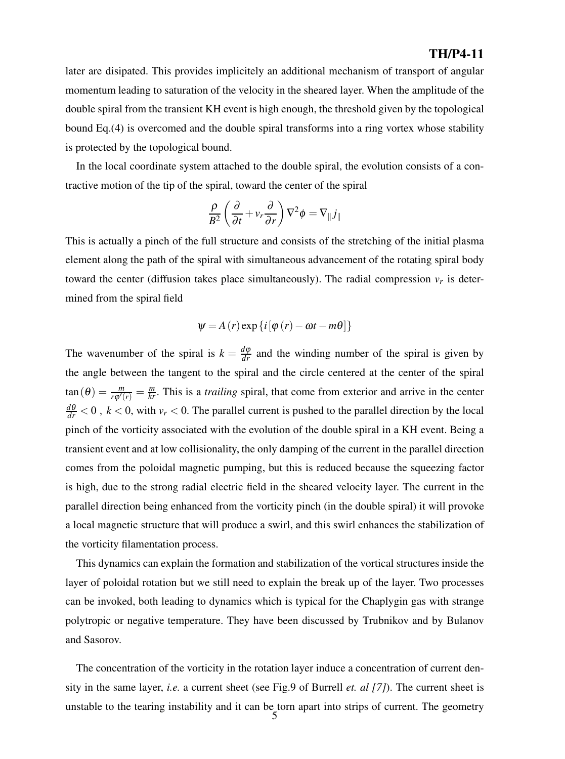later are disipated. This provides implicitely an additional mechanism of transport of angular momentum leading to saturation of the velocity in the sheared layer. When the amplitude of the double spiral from the transient KH event is high enough, the threshold given by the topological bound Eq.(4) is overcomed and the double spiral transforms into a ring vortex whose stability is protected by the topological bound.

In the local coordinate system attached to the double spiral, the evolution consists of a contractive motion of the tip of the spiral, toward the center of the spiral

$$\frac{\rho}{B^2}\left(\frac{\partial}{\partial t}+v_r\frac{\partial}{\partial r}\right)\nabla^2\phi=\nabla_{\|}j_{\|}$$

This is actually a pinch of the full structure and consists of the stretching of the initial plasma element along the path of the spiral with simultaneous advancement of the rotating spiral body toward the center (diffusion takes place simultaneously). The radial compression $v_r$ is determined from the spiral field

$$\psi=A(r)\exp\{i[\varphi(r)-\omega t-m\theta]\}$$

The wavenumber of the spiral is $k=\frac{d\varphi}{dr}$ and the winding number of the spiral is given by the angle between the tangent to the spiral and the circle centered at the center of the spiral $\tan(\theta)=\frac{m}{r\varphi'(r)}=\frac{m}{kr}$. This is a *trailing* spiral, that come from exterior and arrive in the center $\frac{d\theta}{dr}<0$ , $k<0$, with $v_r<0$. The parallel current is pushed to the parallel direction by the local pinch of the vorticity associated with the evolution of the double spiral in a KH event. Being a transient event and at low collisionality, the only damping of the current in the parallel direction comes from the poloidal magnetic pumping, but this is reduced because the squeezing factor is high, due to the strong radial electric field in the sheared velocity layer. The current in the parallel direction being enhanced from the vorticity pinch (in the double spiral) it will provoke a local magnetic structure that will produce a swirl, and this swirl enhances the stabilization of the vorticity filamentation process.

This dynamics can explain the formation and stabilization of the vortical structures inside the layer of poloidal rotation but we still need to explain the break up of the layer. Two processes can be invoked, both leading to dynamics which is typical for the Chaplygin gas with strange polytropic or negative temperature. They have been discussed by Trubnikov and by Bulanov and Sasorov.

The concentration of the vorticity in the rotation layer induce a concentration of current density in the same layer, *i.e.* a current sheet (see Fig.9 of Burrell *et. al [7]*). The current sheet is unstable to the tearing instability and it can be torn apart into strips of current. The geometry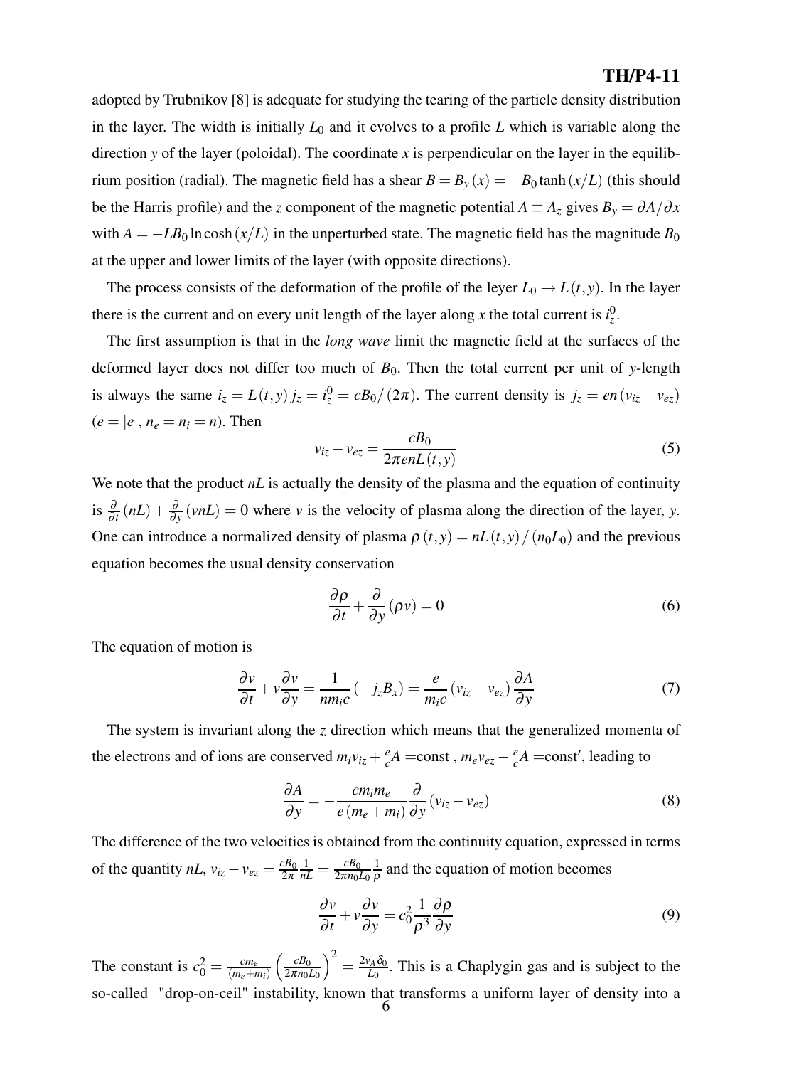adopted by Trubnikov [8] is adequate for studying the tearing of the particle density distribution in the layer. The width is initially $L_0$ and it evolves to a profile $L$ which is variable along the direction $y$ of the layer (poloidal). The coordinate $x$ is perpendicular on the layer in the equilibrium position (radial). The magnetic field has a shear $B = B_y(x) = -B_0 \tanh(x/L)$ (this should be the Harris profile) and the $z$ component of the magnetic potential $A \equiv A_z$ gives $B_y = \partial A/\partial x$ with $A = -LB_0 \ln\cosh(x/L)$ in the unperturbed state. The magnetic field has the magnitude $B_0$ at the upper and lower limits of the layer (with opposite directions).

The process consists of the deformation of the profile of the leyer $L_0 \to L(t,y)$. In the layer there is the current and on every unit length of the layer along $x$ the total current is $i_z^0$.

The first assumption is that in the *long wave* limit the magnetic field at the surfaces of the deformed layer does not differ too much of $B_0$. Then the total current per unit of $y$-length is always the same $i_z = L(t,y)\, j_z = i_z^0 = cB_0/(2\pi)$. The current density is $j_z = en(v_{iz} - v_{ez})$ ($e = |e|$, $n_e = n_i = n$). Then

$$v_{iz} - v_{ez} = \frac{cB_0}{2\pi enL(t,y)} \tag{5}$$

We note that the product $nL$ is actually the density of the plasma and the equation of continuity is $\frac{\partial}{\partial t}(nL) + \frac{\partial}{\partial y}(vnL) = 0$ where $v$ is the velocity of plasma along the direction of the layer, $y$. One can introduce a normalized density of plasma $\rho(t,y) = nL(t,y)/(n_0 L_0)$ and the previous equation becomes the usual density conservation

$$\frac{\partial \rho}{\partial t} + \frac{\partial}{\partial y}(\rho v) = 0 \tag{6}$$

The equation of motion is

$$\frac{\partial v}{\partial t} + v\frac{\partial v}{\partial y} = \frac{1}{nm_i c}(-j_z B_x) = \frac{e}{m_i c}(v_{iz} - v_{ez})\frac{\partial A}{\partial y} \tag{7}$$

The system is invariant along the $z$ direction which means that the generalized momenta of the electrons and of ions are conserved $m_i v_{iz} + \frac{e}{c}A =$const , $m_e v_{ez} - \frac{e}{c}A =$const$'$, leading to

$$\frac{\partial A}{\partial y} = -\frac{cm_i m_e}{e(m_e + m_i)}\frac{\partial}{\partial y}(v_{iz} - v_{ez}) \tag{8}$$

The difference of the two velocities is obtained from the continuity equation, expressed in terms of the quantity $nL$, $v_{iz} - v_{ez} = \frac{cB_0}{2\pi}\frac{1}{nL} = \frac{cB_0}{2\pi n_0 L_0}\frac{1}{\rho}$ and the equation of motion becomes

$$\frac{\partial v}{\partial t} + v\frac{\partial v}{\partial y} = c_0^2 \frac{1}{\rho^3}\frac{\partial \rho}{\partial y} \tag{9}$$

The constant is $c_0^2 = \frac{cm_e}{(m_e+m_i)}\left(\frac{cB_0}{2\pi n_0 L_0}\right)^2 = \frac{2v_A \delta_0}{L_0}$. This is a Chaplygin gas and is subject to the so-called "drop-on-ceil" instability, known that transforms a uniform layer of density into a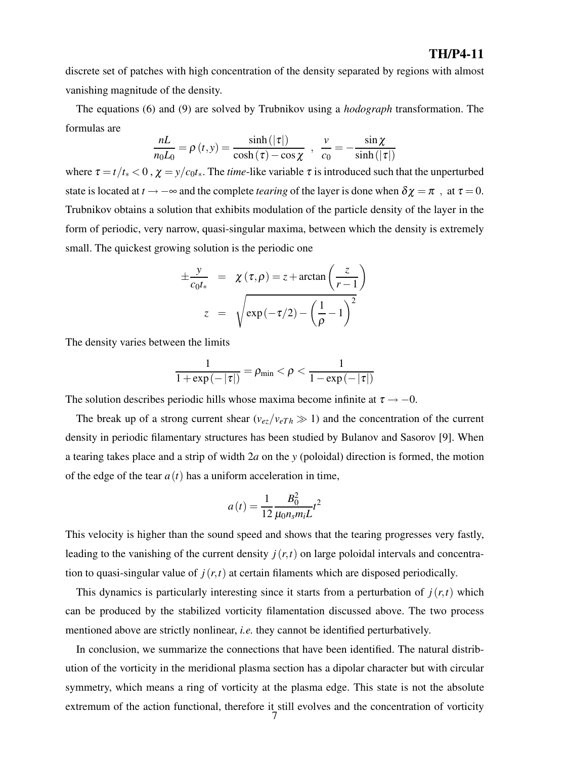discrete set of patches with high concentration of the density separated by regions with almost vanishing magnitude of the density.

The equations (6) and (9) are solved by Trubnikov using a *hodograph* transformation. The formulas are

$$\frac{nL}{n_0 L_0} = \rho(t,y) = \frac{\sinh(|\tau|)}{\cosh(\tau) - \cos\chi} \ , \ \frac{v}{c_0} = -\frac{\sin\chi}{\sinh(|\tau|)}$$

where $\tau = t/t_* < 0$ , $\chi = y/c_0 t_*$. The *time*-like variable $\tau$ is introduced such that the unperturbed state is located at $t \to -\infty$ and the complete *tearing* of the layer is done when $\delta\chi = \pi$ , at $\tau = 0$. Trubnikov obtains a solution that exhibits modulation of the particle density of the layer in the form of periodic, very narrow, quasi-singular maxima, between which the density is extremely small. The quickest growing solution is the periodic one

$$\pm\frac{y}{c_0 t_*} = \chi(\tau,\rho) = z + \arctan\left(\frac{z}{r-1}\right)$$

$$z = \sqrt{\exp(-\tau/2) - \left(\frac{1}{\rho} - 1\right)^2}$$

The density varies between the limits

$$\frac{1}{1+\exp(-|\tau|)} = \rho_{\min} < \rho < \frac{1}{1-\exp(-|\tau|)}$$

The solution describes periodic hills whose maxima become infinite at $\tau \to -0$.

The break up of a strong current shear ($v_{ez}/v_{eTh} \gg 1$) and the concentration of the current density in periodic filamentary structures has been studied by Bulanov and Sasorov [9]. When a tearing takes place and a strip of width $2a$ on the $y$ (poloidal) direction is formed, the motion of the edge of the tear $a(t)$ has a uniform acceleration in time,

$$a(t) = \frac{1}{12}\frac{B_0^2}{\mu_0 n_s m_i L} t^2$$

This velocity is higher than the sound speed and shows that the tearing progresses very fastly, leading to the vanishing of the current density $j(r,t)$ on large poloidal intervals and concentration to quasi-singular value of $j(r,t)$ at certain filaments which are disposed periodically.

This dynamics is particularly interesting since it starts from a perturbation of $j(r,t)$ which can be produced by the stabilized vorticity filamentation discussed above. The two process mentioned above are strictly nonlinear, *i.e.* they cannot be identified perturbatively.

In conclusion, we summarize the connections that have been identified. The natural distribution of the vorticity in the meridional plasma section has a dipolar character but with circular symmetry, which means a ring of vorticity at the plasma edge. This state is not the absolute extremum of the action functional, therefore it still evolves and the concentration of vorticity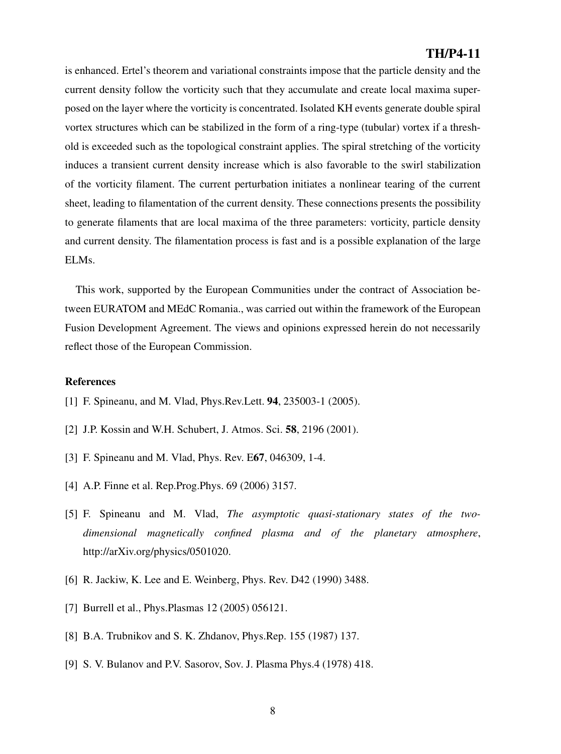is enhanced. Ertel's theorem and variational constraints impose that the particle density and the current density follow the vorticity such that they accumulate and create local maxima superposed on the layer where the vorticity is concentrated. Isolated KH events generate double spiral vortex structures which can be stabilized in the form of a ring-type (tubular) vortex if a threshold is exceeded such as the topological constraint applies. The spiral stretching of the vorticity induces a transient current density increase which is also favorable to the swirl stabilization of the vorticity filament. The current perturbation initiates a nonlinear tearing of the current sheet, leading to filamentation of the current density. These connections presents the possibility to generate filaments that are local maxima of the three parameters: vorticity, particle density and current density. The filamentation process is fast and is a possible explanation of the large ELMs.

This work, supported by the European Communities under the contract of Association between EURATOM and MEdC Romania., was carried out within the framework of the European Fusion Development Agreement. The views and opinions expressed herein do not necessarily reflect those of the European Commission.

**References**

[1] F. Spineanu, and M. Vlad, Phys.Rev.Lett. **94**, 235003-1 (2005).

[2] J.P. Kossin and W.H. Schubert, J. Atmos. Sci. **58**, 2196 (2001).

[3] F. Spineanu and M. Vlad, Phys. Rev. E**67**, 046309, 1-4.

[4] A.P. Finne et al. Rep.Prog.Phys. 69 (2006) 3157.

[5] F. Spineanu and M. Vlad, *The asymptotic quasi-stationary states of the two-dimensional magnetically confined plasma and of the planetary atmosphere*, http://arXiv.org/physics/0501020.

[6] R. Jackiw, K. Lee and E. Weinberg, Phys. Rev. D42 (1990) 3488.

[7] Burrell et al., Phys.Plasmas 12 (2005) 056121.

[8] B.A. Trubnikov and S. K. Zhdanov, Phys.Rep. 155 (1987) 137.

[9] S. V. Bulanov and P.V. Sasorov, Sov. J. Plasma Phys.4 (1978) 418.